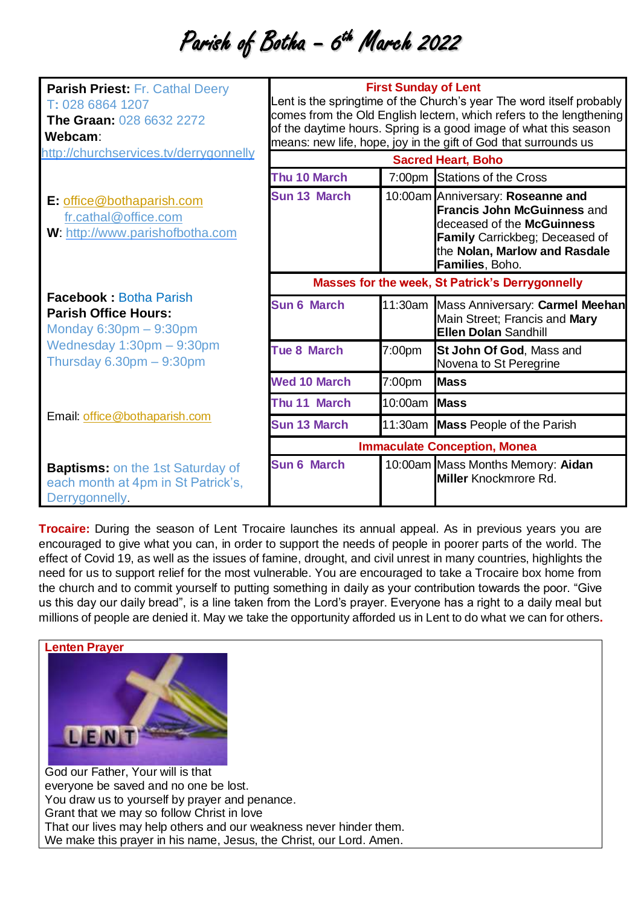# Parish of Botha – 6th March 2022

**Parish Priest:** Fr. Cathal Deery
T: 028 6864 1207
**The Graan:** 028 6632 2272
**Webcam**:
http://churchservices.tv/derrygonnelly

**E:** office@bothaparish.com
fr.cathal@office.com
**W**: http://www.parishofbotha.com

**Facebook :** Botha Parish
**Parish Office Hours:**
Monday 6:30pm – 9:30pm
Wednesday 1:30pm – 9:30pm
Thursday 6.30pm – 9:30pm

Email: office@bothaparish.com

**Baptisms:** on the 1st Saturday of each month at 4pm in St Patrick's, Derrygonnelly.

**First Sunday of Lent**

Lent is the springtime of the Church's year The word itself probably comes from the Old English lectern, which refers to the lengthening of the daytime hours. Spring is a good image of what this season means: new life, hope, joy in the gift of God that surrounds us

| **Sacred Heart, Boho** | | |
|---|---|---|
| Thu 10 March | 7:00pm | Stations of the Cross |
| Sun 13 March | 10:00am | Anniversary: **Roseanne and Francis John McGuinness** and deceased of the **McGuinness Family** Carrickbeg; Deceased of the **Nolan, Marlow and Rasdale Families**, Boho. |
| **Masses for the week, St Patrick's Derrygonnelly** | | |
| Sun 6 March | 11:30am | Mass Anniversary: **Carmel Meehan** Main Street; Francis and **Mary Ellen Dolan** Sandhill |
| Tue 8 March | 7:00pm | **St John Of God**, Mass and Novena to St Peregrine |
| Wed 10 March | 7:00pm | **Mass** |
| Thu 11 March | 10:00am | **Mass** |
| Sun 13 March | 11:30am | **Mass** People of the Parish |
| **Immaculate Conception, Monea** | | |
| Sun 6 March | 10:00am | Mass Months Memory: **Aidan Miller** Knockmrore Rd. |

**Trocaire:** During the season of Lent Trocaire launches its annual appeal. As in previous years you are encouraged to give what you can, in order to support the needs of people in poorer parts of the world. The effect of Covid 19, as well as the issues of famine, drought, and civil unrest in many countries, highlights the need for us to support relief for the most vulnerable. You are encouraged to take a Trocaire box home from the church and to commit yourself to putting something in daily as your contribution towards the poor. "Give us this day our daily bread", is a line taken from the Lord's prayer. Everyone has a right to a daily meal but millions of people are denied it. May we take the opportunity afforded us in Lent to do what we can for others.

**Lenten Prayer**

God our Father, Your will is that
everyone be saved and no one be lost.
You draw us to yourself by prayer and penance.
Grant that we may so follow Christ in love
That our lives may help others and our weakness never hinder them.
We make this prayer in his name, Jesus, the Christ, our Lord. Amen.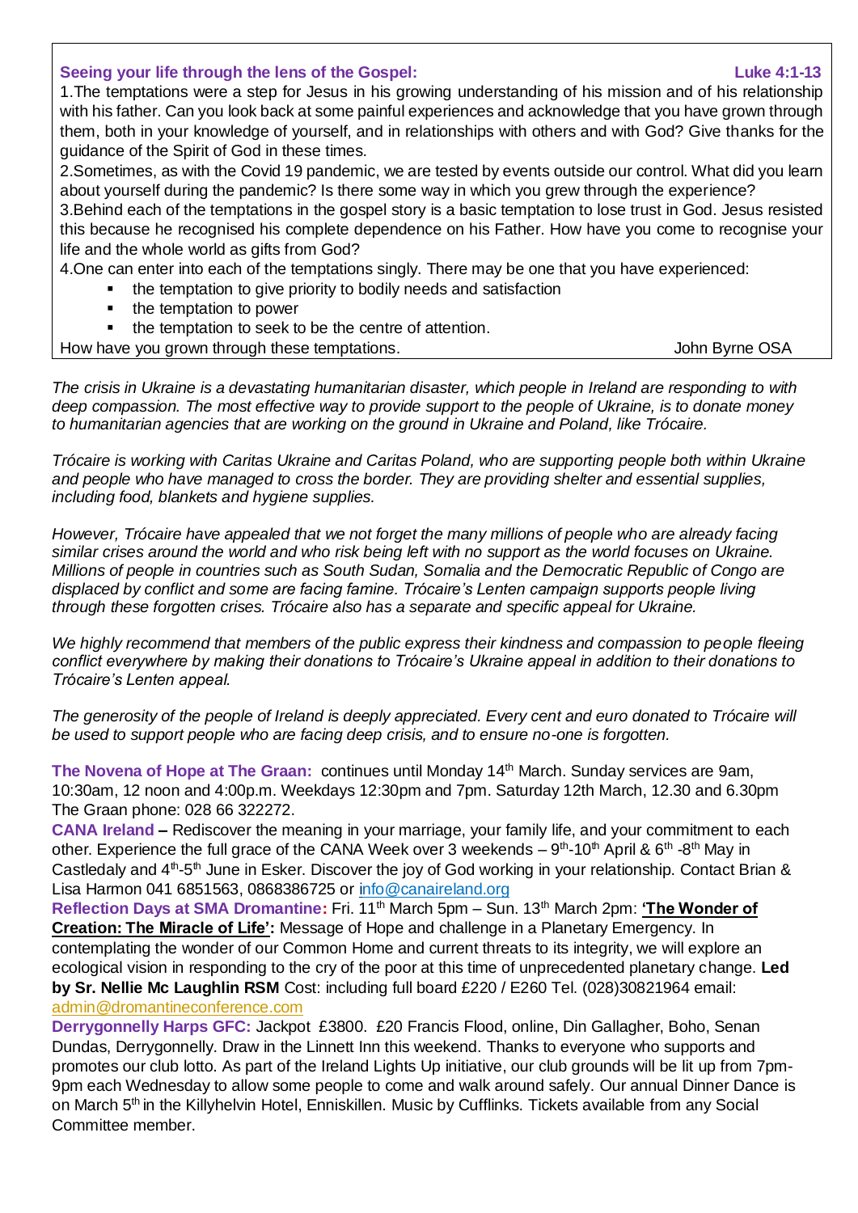**Seeing your life through the lens of the Gospel:** **Luke 4:1-13**

1.The temptations were a step for Jesus in his growing understanding of his mission and of his relationship with his father. Can you look back at some painful experiences and acknowledge that you have grown through them, both in your knowledge of yourself, and in relationships with others and with God? Give thanks for the guidance of the Spirit of God in these times.

2.Sometimes, as with the Covid 19 pandemic, we are tested by events outside our control. What did you learn about yourself during the pandemic? Is there some way in which you grew through the experience?

3.Behind each of the temptations in the gospel story is a basic temptation to lose trust in God. Jesus resisted this because he recognised his complete dependence on his Father. How have you come to recognise your life and the whole world as gifts from God?

4.One can enter into each of the temptations singly. There may be one that you have experienced:

- the temptation to give priority to bodily needs and satisfaction
- the temptation to power
- the temptation to seek to be the centre of attention.

How have you grown through these temptations. John Byrne OSA

*The crisis in Ukraine is a devastating humanitarian disaster, which people in Ireland are responding to with deep compassion. The most effective way to provide support to the people of Ukraine, is to donate money to humanitarian agencies that are working on the ground in Ukraine and Poland, like Trócaire.*

*Trócaire is working with Caritas Ukraine and Caritas Poland, who are supporting people both within Ukraine and people who have managed to cross the border. They are providing shelter and essential supplies, including food, blankets and hygiene supplies.*

*However, Trócaire have appealed that we not forget the many millions of people who are already facing similar crises around the world and who risk being left with no support as the world focuses on Ukraine. Millions of people in countries such as South Sudan, Somalia and the Democratic Republic of Congo are displaced by conflict and some are facing famine. Trócaire's Lenten campaign supports people living through these forgotten crises. Trócaire also has a separate and specific appeal for Ukraine.*

*We highly recommend that members of the public express their kindness and compassion to people fleeing conflict everywhere by making their donations to Trócaire's Ukraine appeal in addition to their donations to Trócaire's Lenten appeal.*

*The generosity of the people of Ireland is deeply appreciated. Every cent and euro donated to Trócaire will be used to support people who are facing deep crisis, and to ensure no-one is forgotten.*

**The Novena of Hope at The Graan:** continues until Monday 14th March. Sunday services are 9am, 10:30am, 12 noon and 4:00p.m. Weekdays 12:30pm and 7pm. Saturday 12th March, 12.30 and 6.30pm The Graan phone: 028 66 322272.

**CANA Ireland –** Rediscover the meaning in your marriage, your family life, and your commitment to each other. Experience the full grace of the CANA Week over 3 weekends – 9th-10th April & 6th -8th May in Castledaly and 4th-5th June in Esker. Discover the joy of God working in your relationship. Contact Brian & Lisa Harmon 041 6851563, 0868386725 or info@canaireland.org

**Reflection Days at SMA Dromantine:** Fri. 11th March 5pm – Sun. 13th March 2pm: **'The Wonder of Creation: The Miracle of Life':** Message of Hope and challenge in a Planetary Emergency. In contemplating the wonder of our Common Home and current threats to its integrity, we will explore an ecological vision in responding to the cry of the poor at this time of unprecedented planetary change. **Led by Sr. Nellie Mc Laughlin RSM** Cost: including full board £220 / E260 Tel. (028)30821964 email: admin@dromantineconference.com

**Derrygonnelly Harps GFC:** Jackpot £3800. £20 Francis Flood, online, Din Gallagher, Boho, Senan Dundas, Derrygonnelly. Draw in the Linnett Inn this weekend. Thanks to everyone who supports and promotes our club lotto. As part of the Ireland Lights Up initiative, our club grounds will be lit up from 7pm-9pm each Wednesday to allow some people to come and walk around safely. Our annual Dinner Dance is on March 5th in the Killyhelvin Hotel, Enniskillen. Music by Cufflinks. Tickets available from any Social Committee member.